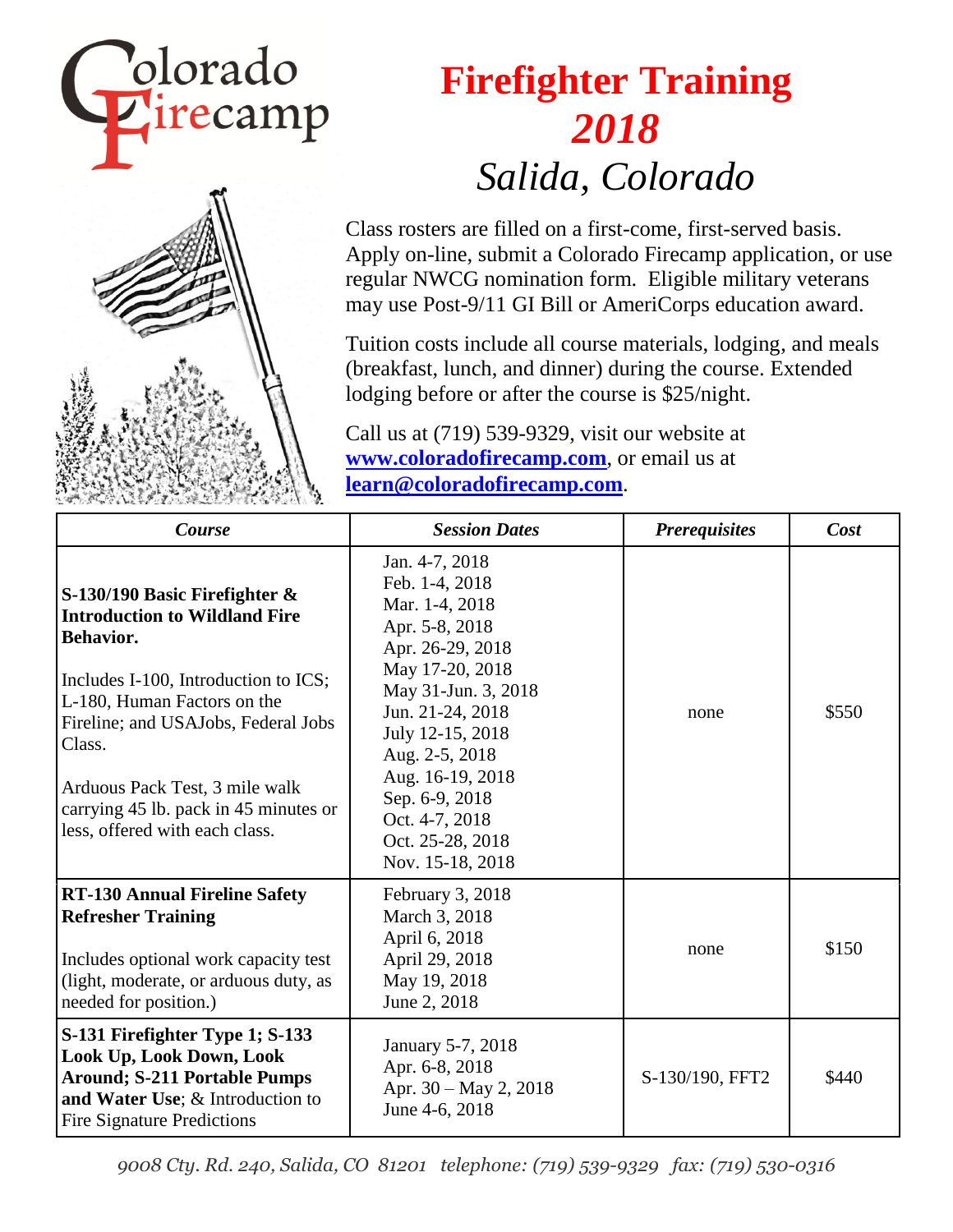Colorado Firecamp

# Firefighter Training *2018*

## *Salida, Colorado*

Class rosters are filled on a first-come, first-served basis. Apply on-line, submit a Colorado Firecamp application, or use regular NWCG nomination form. Eligible military veterans may use Post-9/11 GI Bill or AmeriCorps education award.

Tuition costs include all course materials, lodging, and meals (breakfast, lunch, and dinner) during the course. Extended lodging before or after the course is $25/night.

Call us at (719) 539-9329, visit our website at **www.coloradofirecamp.com**, or email us at **learn@coloradofirecamp.com**.

| *Course* | *Session Dates* | *Prerequisites* | *Cost* |
|---|---|---|---|
| **S-130/190 Basic Firefighter & Introduction to Wildland Fire Behavior.**<br><br>Includes I-100, Introduction to ICS; L-180, Human Factors on the Fireline; and USAJobs, Federal Jobs Class.<br><br>Arduous Pack Test, 3 mile walk carrying 45 lb. pack in 45 minutes or less, offered with each class. | Jan. 4-7, 2018<br>Feb. 1-4, 2018<br>Mar. 1-4, 2018<br>Apr. 5-8, 2018<br>Apr. 26-29, 2018<br>May 17-20, 2018<br>May 31-Jun. 3, 2018<br>Jun. 21-24, 2018<br>July 12-15, 2018<br>Aug. 2-5, 2018<br>Aug. 16-19, 2018<br>Sep. 6-9, 2018<br>Oct. 4-7, 2018<br>Oct. 25-28, 2018<br>Nov. 15-18, 2018 | none | $550 |
| **RT-130 Annual Fireline Safety Refresher Training**<br><br>Includes optional work capacity test (light, moderate, or arduous duty, as needed for position.) | February 3, 2018<br>March 3, 2018<br>April 6, 2018<br>April 29, 2018<br>May 19, 2018<br>June 2, 2018 | none | $150 |
| **S-131 Firefighter Type 1; S-133 Look Up, Look Down, Look Around; S-211 Portable Pumps and Water Use**; & Introduction to Fire Signature Predictions | January 5-7, 2018<br>Apr. 6-8, 2018<br>Apr. 30 – May 2, 2018<br>June 4-6, 2018 | S-130/190, FFT2 | $440 |

*9008 Cty. Rd. 240, Salida, CO 81201 telephone: (719) 539-9329 fax: (719) 530-0316*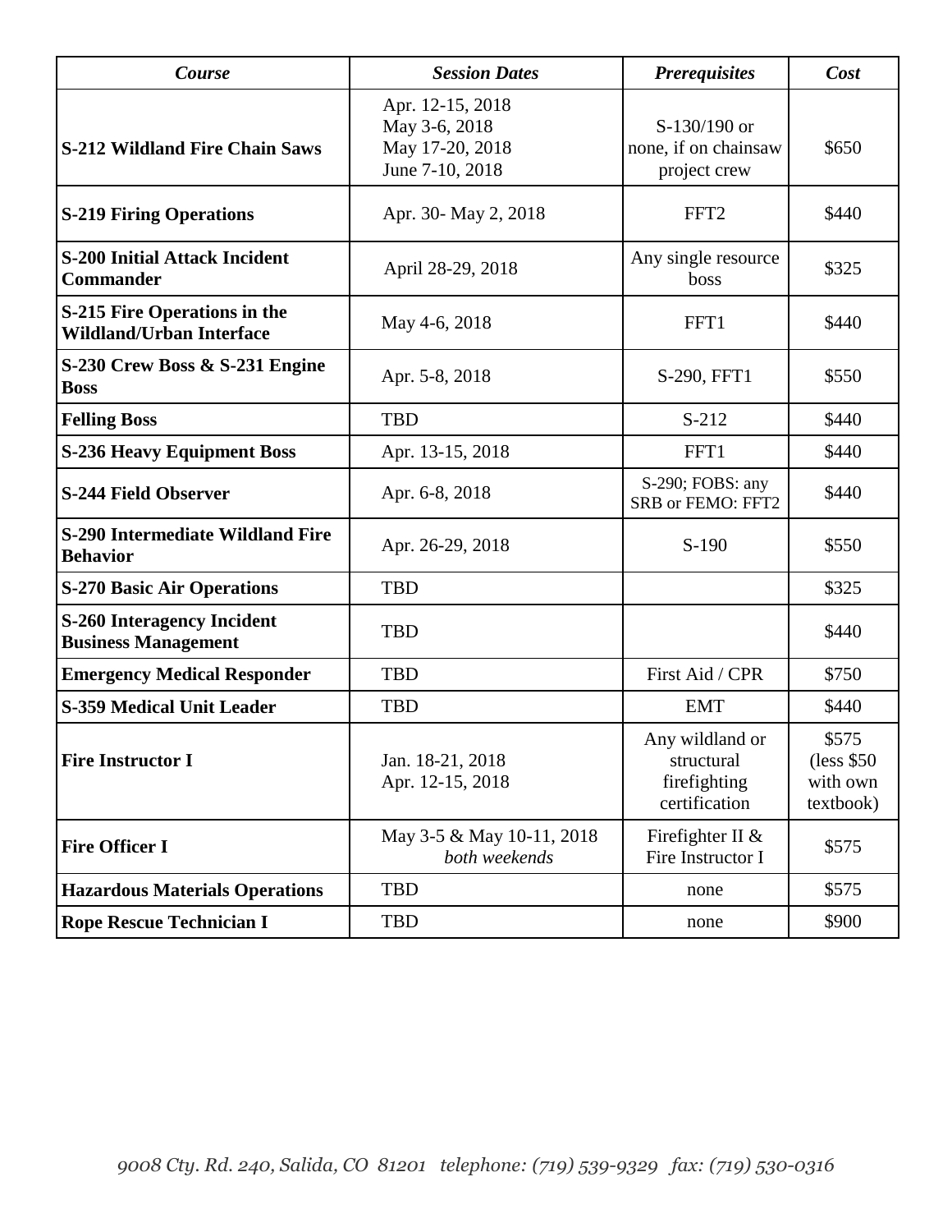| ***Course*** | ***Session Dates*** | ***Prerequisites*** | ***Cost*** |
|---|---|---|---|
| **S-212 Wildland Fire Chain Saws** | Apr. 12-15, 2018<br>May 3-6, 2018<br>May 17-20, 2018<br>June 7-10, 2018 | S-130/190 or none, if on chainsaw project crew | $650 |
| **S-219 Firing Operations** | Apr. 30- May 2, 2018 | FFT2 | $440 |
| **S-200 Initial Attack Incident Commander** | April 28-29, 2018 | Any single resource boss | $325 |
| **S-215 Fire Operations in the Wildland/Urban Interface** | May 4-6, 2018 | FFT1 | $440 |
| **S-230 Crew Boss & S-231 Engine Boss** | Apr. 5-8, 2018 | S-290, FFT1 | $550 |
| **Felling Boss** | TBD | S-212 | $440 |
| **S-236 Heavy Equipment Boss** | Apr. 13-15, 2018 | FFT1 | $440 |
| **S-244 Field Observer** | Apr. 6-8, 2018 | S-290; FOBS: any SRB or FEMO: FFT2 | $440 |
| **S-290 Intermediate Wildland Fire Behavior** | Apr. 26-29, 2018 | S-190 | $550 |
| **S-270 Basic Air Operations** | TBD | | $325 |
| **S-260 Interagency Incident Business Management** | TBD | | $440 |
| **Emergency Medical Responder** | TBD | First Aid / CPR | $750 |
| **S-359 Medical Unit Leader** | TBD | EMT | $440 |
| **Fire Instructor I** | Jan. 18-21, 2018<br>Apr. 12-15, 2018 | Any wildland or structural firefighting certification | $575 (less $50 with own textbook) |
| **Fire Officer I** | May 3-5 & May 10-11, 2018<br>*both weekends* | Firefighter II & Fire Instructor I | $575 |
| **Hazardous Materials Operations** | TBD | none | $575 |
| **Rope Rescue Technician I** | TBD | none | $900 |

*9008 Cty. Rd. 240, Salida, CO 81201 telephone: (719) 539-9329 fax: (719) 530-0316*